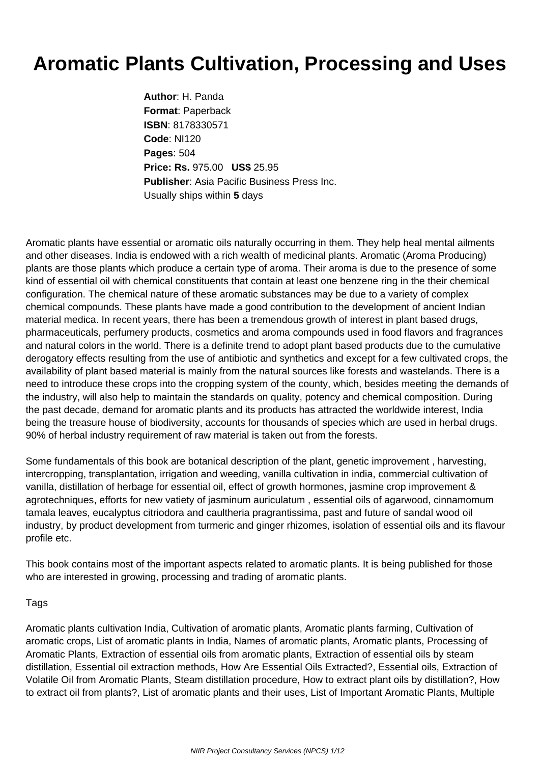# Aromatic Plants Cultivation, Processing and Uses

**Author**: H. Panda
**Format**: Paperback
**ISBN**: 8178330571
**Code**: NI120
**Pages**: 504
**Price: Rs.** 975.00 **US$** 25.95
**Publisher**: Asia Pacific Business Press Inc.
Usually ships within **5** days

Aromatic plants have essential or aromatic oils naturally occurring in them. They help heal mental ailments and other diseases. India is endowed with a rich wealth of medicinal plants. Aromatic (Aroma Producing) plants are those plants which produce a certain type of aroma. Their aroma is due to the presence of some kind of essential oil with chemical constituents that contain at least one benzene ring in the their chemical configuration. The chemical nature of these aromatic substances may be due to a variety of complex chemical compounds. These plants have made a good contribution to the development of ancient Indian material medica. In recent years, there has been a tremendous growth of interest in plant based drugs, pharmaceuticals, perfumery products, cosmetics and aroma compounds used in food flavors and fragrances and natural colors in the world. There is a definite trend to adopt plant based products due to the cumulative derogatory effects resulting from the use of antibiotic and synthetics and except for a few cultivated crops, the availability of plant based material is mainly from the natural sources like forests and wastelands. There is a need to introduce these crops into the cropping system of the county, which, besides meeting the demands of the industry, will also help to maintain the standards on quality, potency and chemical composition. During the past decade, demand for aromatic plants and its products has attracted the worldwide interest, India being the treasure house of biodiversity, accounts for thousands of species which are used in herbal drugs. 90% of herbal industry requirement of raw material is taken out from the forests.

Some fundamentals of this book are botanical description of the plant, genetic improvement , harvesting, intercropping, transplantation, irrigation and weeding, vanilla cultivation in india, commercial cultivation of vanilla, distillation of herbage for essential oil, effect of growth hormones, jasmine crop improvement & agrotechniques, efforts for new vatiety of jasminum auriculatum , essential oils of agarwood, cinnamomum tamala leaves, eucalyptus citriodora and caultheria pragrantissima, past and future of sandal wood oil industry, by product development from turmeric and ginger rhizomes, isolation of essential oils and its flavour profile etc.

This book contains most of the important aspects related to aromatic plants. It is being published for those who are interested in growing, processing and trading of aromatic plants.

Tags

Aromatic plants cultivation India, Cultivation of aromatic plants, Aromatic plants farming, Cultivation of aromatic crops, List of aromatic plants in India, Names of aromatic plants, Aromatic plants, Processing of Aromatic Plants, Extraction of essential oils from aromatic plants, Extraction of essential oils by steam distillation, Essential oil extraction methods, How Are Essential Oils Extracted?, Essential oils, Extraction of Volatile Oil from Aromatic Plants, Steam distillation procedure, How to extract plant oils by distillation?, How to extract oil from plants?, List of aromatic plants and their uses, List of Important Aromatic Plants, Multiple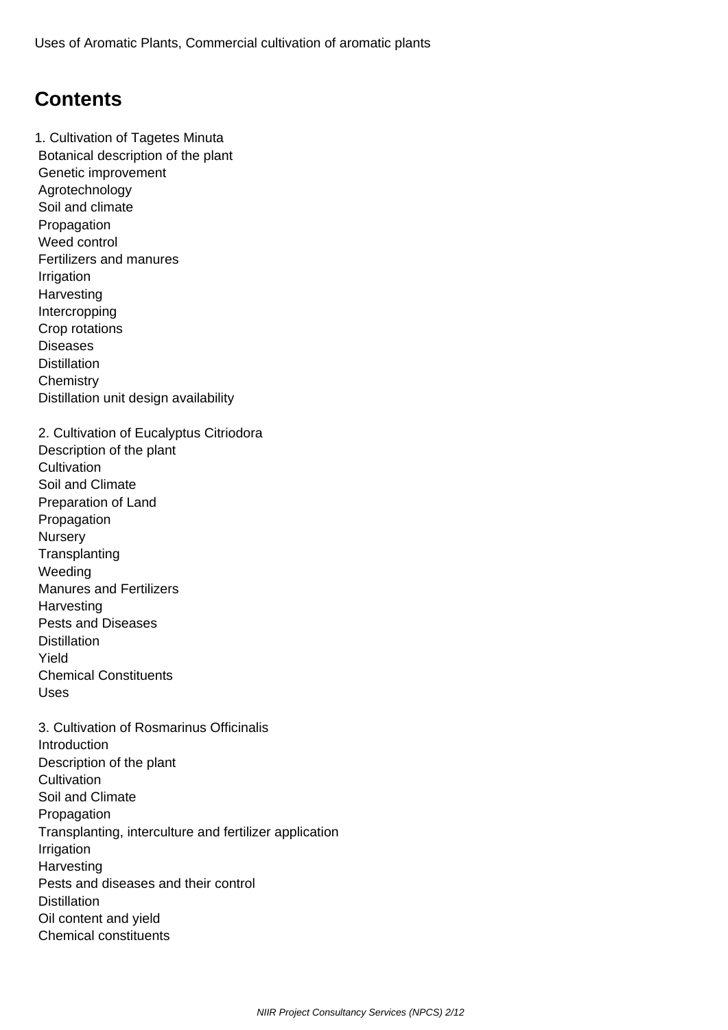Uses of Aromatic Plants, Commercial cultivation of aromatic plants

## Contents

1. Cultivation of Tagetes Minuta
   - Botanical description of the plant
   - Genetic improvement
   - Agrotechnology
   - Soil and climate
   - Propagation
   - Weed control
   - Fertilizers and manures
   - Irrigation
   - Harvesting
   - Intercropping
   - Crop rotations
   - Diseases
   - Distillation
   - Chemistry
   - Distillation unit design availability

2. Cultivation of Eucalyptus Citriodora
   - Description of the plant
   - Cultivation
   - Soil and Climate
   - Preparation of Land
   - Propagation
   - Nursery
   - Transplanting
   - Weeding
   - Manures and Fertilizers
   - Harvesting
   - Pests and Diseases
   - Distillation
   - Yield
   - Chemical Constituents
   - Uses

3. Cultivation of Rosmarinus Officinalis
   - Introduction
   - Description of the plant
   - Cultivation
   - Soil and Climate
   - Propagation
   - Transplanting, interculture and fertilizer application
   - Irrigation
   - Harvesting
   - Pests and diseases and their control
   - Distillation
   - Oil content and yield
   - Chemical constituents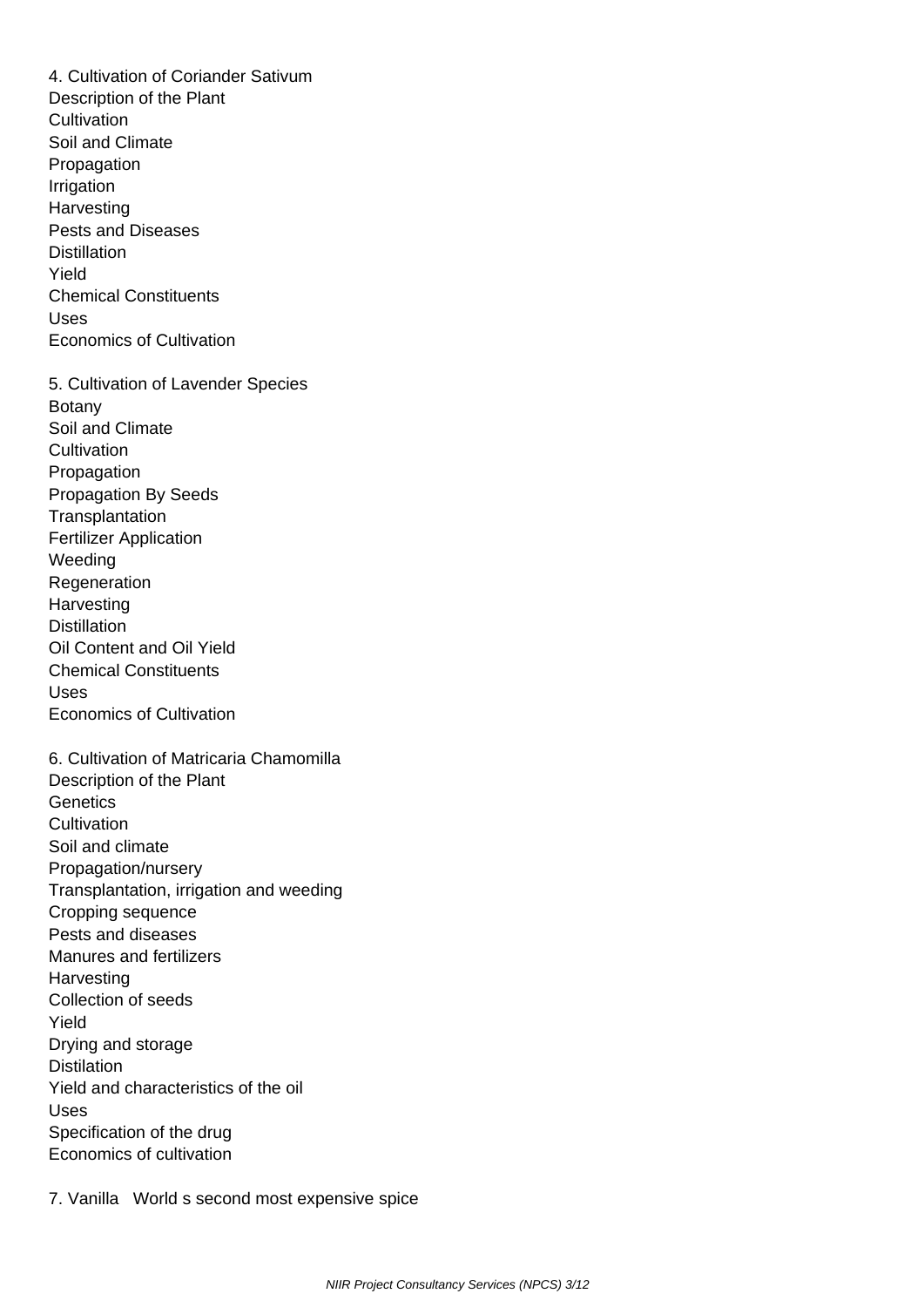4. Cultivation of Coriander Sativum
Description of the Plant
Cultivation
Soil and Climate
Propagation
Irrigation
Harvesting
Pests and Diseases
Distillation
Yield
Chemical Constituents
Uses
Economics of Cultivation

5. Cultivation of Lavender Species
Botany
Soil and Climate
Cultivation
Propagation
Propagation By Seeds
Transplantation
Fertilizer Application
Weeding
Regeneration
Harvesting
Distillation
Oil Content and Oil Yield
Chemical Constituents
Uses
Economics of Cultivation

6. Cultivation of Matricaria Chamomilla
Description of the Plant
Genetics
Cultivation
Soil and climate
Propagation/nursery
Transplantation, irrigation and weeding
Cropping sequence
Pests and diseases
Manures and fertilizers
Harvesting
Collection of seeds
Yield
Drying and storage
Distilation
Yield and characteristics of the oil
Uses
Specification of the drug
Economics of cultivation

7. Vanilla World s second most expensive spice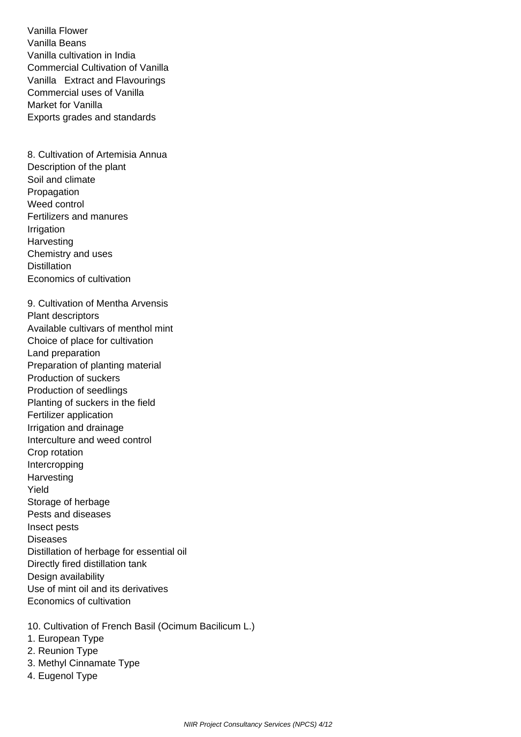Vanilla Flower
Vanilla Beans
Vanilla cultivation in India
Commercial Cultivation of Vanilla
Vanilla Extract and Flavourings
Commercial uses of Vanilla
Market for Vanilla
Exports grades and standards

8. Cultivation of Artemisia Annua
Description of the plant
Soil and climate
Propagation
Weed control
Fertilizers and manures
Irrigation
Harvesting
Chemistry and uses
Distillation
Economics of cultivation

9. Cultivation of Mentha Arvensis
Plant descriptors
Available cultivars of menthol mint
Choice of place for cultivation
Land preparation
Preparation of planting material
Production of suckers
Production of seedlings
Planting of suckers in the field
Fertilizer application
Irrigation and drainage
Interculture and weed control
Crop rotation
Intercropping
Harvesting
Yield
Storage of herbage
Pests and diseases
Insect pests
Diseases
Distillation of herbage for essential oil
Directly fired distillation tank
Design availability
Use of mint oil and its derivatives
Economics of cultivation

10. Cultivation of French Basil (Ocimum Bacilicum L.)
1. European Type
2. Reunion Type
3. Methyl Cinnamate Type
4. Eugenol Type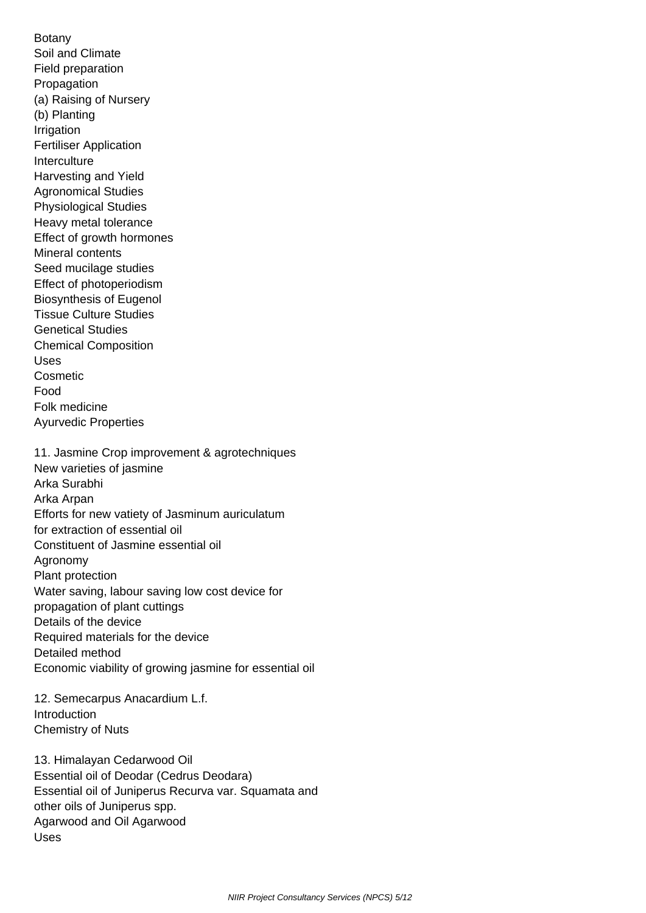Botany
Soil and Climate
Field preparation
Propagation
(a) Raising of Nursery
(b) Planting
Irrigation
Fertiliser Application
Interculture
Harvesting and Yield
Agronomical Studies
Physiological Studies
Heavy metal tolerance
Effect of growth hormones
Mineral contents
Seed mucilage studies
Effect of photoperiodism
Biosynthesis of Eugenol
Tissue Culture Studies
Genetical Studies
Chemical Composition
Uses
Cosmetic
Food
Folk medicine
Ayurvedic Properties

11. Jasmine Crop improvement & agrotechniques
New varieties of jasmine
Arka Surabhi
Arka Arpan
Efforts for new vatiety of Jasminum auriculatum
for extraction of essential oil
Constituent of Jasmine essential oil
Agronomy
Plant protection
Water saving, labour saving low cost device for
propagation of plant cuttings
Details of the device
Required materials for the device
Detailed method
Economic viability of growing jasmine for essential oil

12. Semecarpus Anacardium L.f.
Introduction
Chemistry of Nuts

13. Himalayan Cedarwood Oil
Essential oil of Deodar (Cedrus Deodara)
Essential oil of Juniperus Recurva var. Squamata and
other oils of Juniperus spp.
Agarwood and Oil Agarwood
Uses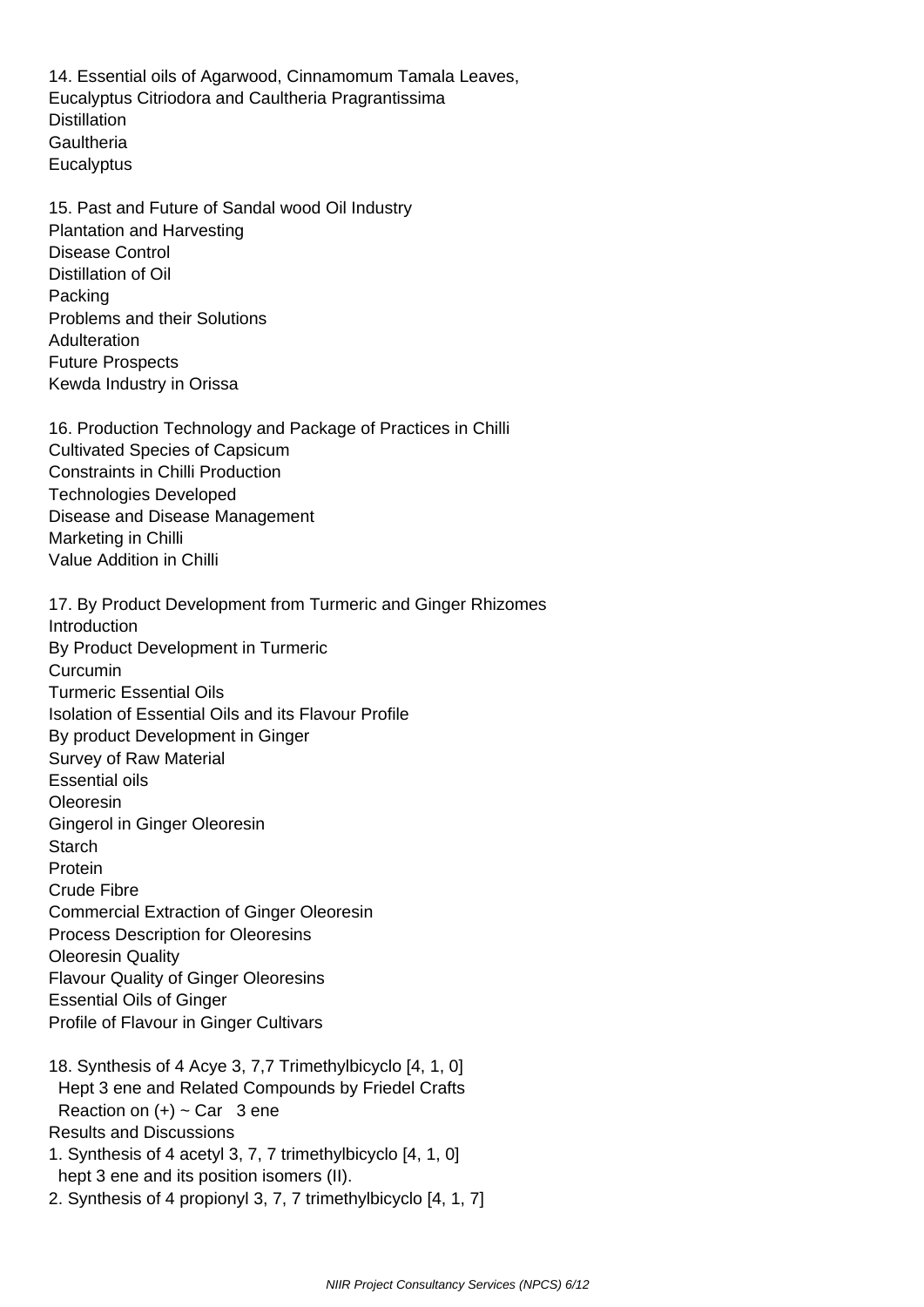14. Essential oils of Agarwood, Cinnamomum Tamala Leaves, Eucalyptus Citriodora and Caultheria Pragrantissima
Distillation
Gaultheria
Eucalyptus

15. Past and Future of Sandal wood Oil Industry
Plantation and Harvesting
Disease Control
Distillation of Oil
Packing
Problems and their Solutions
Adulteration
Future Prospects
Kewda Industry in Orissa

16. Production Technology and Package of Practices in Chilli
Cultivated Species of Capsicum
Constraints in Chilli Production
Technologies Developed
Disease and Disease Management
Marketing in Chilli
Value Addition in Chilli

17. By Product Development from Turmeric and Ginger Rhizomes
Introduction
By Product Development in Turmeric
Curcumin
Turmeric Essential Oils
Isolation of Essential Oils and its Flavour Profile
By product Development in Ginger
Survey of Raw Material
Essential oils
Oleoresin
Gingerol in Ginger Oleoresin
Starch
Protein
Crude Fibre
Commercial Extraction of Ginger Oleoresin
Process Description for Oleoresins
Oleoresin Quality
Flavour Quality of Ginger Oleoresins
Essential Oils of Ginger
Profile of Flavour in Ginger Cultivars

18. Synthesis of 4 Acye 3, 7,7 Trimethylbicyclo [4, 1, 0] Hept 3 ene and Related Compounds by Friedel Crafts Reaction on (+) ~ Car 3 ene
Results and Discussions
1. Synthesis of 4 acetyl 3, 7, 7 trimethylbicyclo [4, 1, 0] hept 3 ene and its position isomers (II).
2. Synthesis of 4 propionyl 3, 7, 7 trimethylbicyclo [4, 1, 7]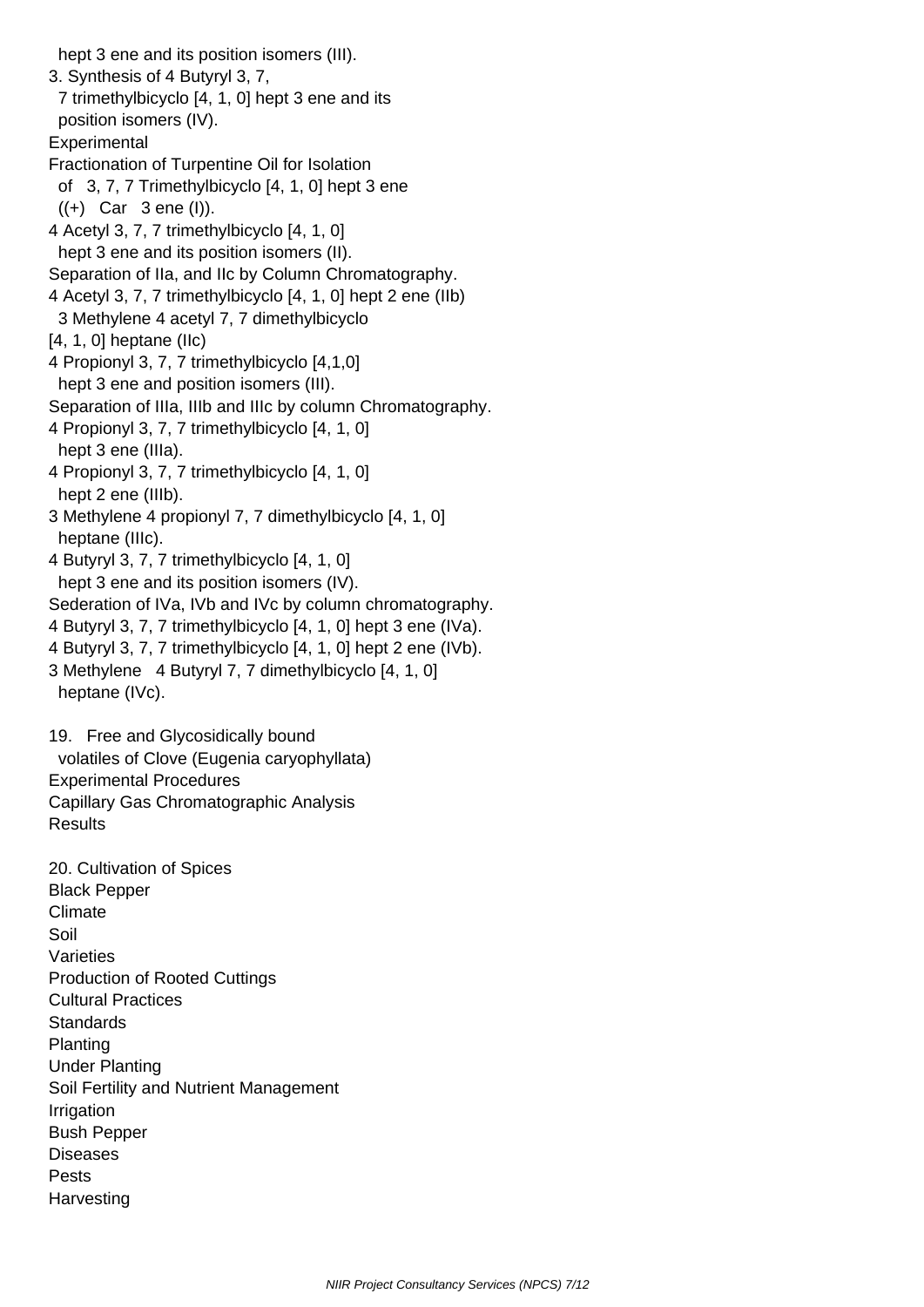hept 3 ene and its position isomers (III).

3. Synthesis of 4 Butyryl 3, 7, 7 trimethylbicyclo [4, 1, 0] hept 3 ene and its position isomers (IV).

Experimental

Fractionation of Turpentine Oil for Isolation of 3, 7, 7 Trimethylbicyclo [4, 1, 0] hept 3 ene ((+) Car 3 ene (I)).

4 Acetyl 3, 7, 7 trimethylbicyclo [4, 1, 0] hept 3 ene and its position isomers (II).

Separation of IIa, and IIc by Column Chromatography.

4 Acetyl 3, 7, 7 trimethylbicyclo [4, 1, 0] hept 2 ene (IIb)

3 Methylene 4 acetyl 7, 7 dimethylbicyclo [4, 1, 0] heptane (IIc)

4 Propionyl 3, 7, 7 trimethylbicyclo [4,1,0] hept 3 ene and position isomers (III).

Separation of IIIa, IIIb and IIIc by column Chromatography.

4 Propionyl 3, 7, 7 trimethylbicyclo [4, 1, 0] hept 3 ene (IIIa).

4 Propionyl 3, 7, 7 trimethylbicyclo [4, 1, 0] hept 2 ene (IIIb).

3 Methylene 4 propionyl 7, 7 dimethylbicyclo [4, 1, 0] heptane (IIIc).

4 Butyryl 3, 7, 7 trimethylbicyclo [4, 1, 0] hept 3 ene and its position isomers (IV).

Sederation of IVa, IVb and IVc by column chromatography.

4 Butyryl 3, 7, 7 trimethylbicyclo [4, 1, 0] hept 3 ene (IVa).

4 Butyryl 3, 7, 7 trimethylbicyclo [4, 1, 0] hept 2 ene (IVb).

3 Methylene 4 Butyryl 7, 7 dimethylbicyclo [4, 1, 0] heptane (IVc).

19. Free and Glycosidically bound volatiles of Clove (Eugenia caryophyllata)

Experimental Procedures

Capillary Gas Chromatographic Analysis

Results

20. Cultivation of Spices

Black Pepper

Climate

Soil

Varieties

Production of Rooted Cuttings

Cultural Practices

Standards

Planting

Under Planting

Soil Fertility and Nutrient Management

Irrigation

Bush Pepper

Diseases

Pests

Harvesting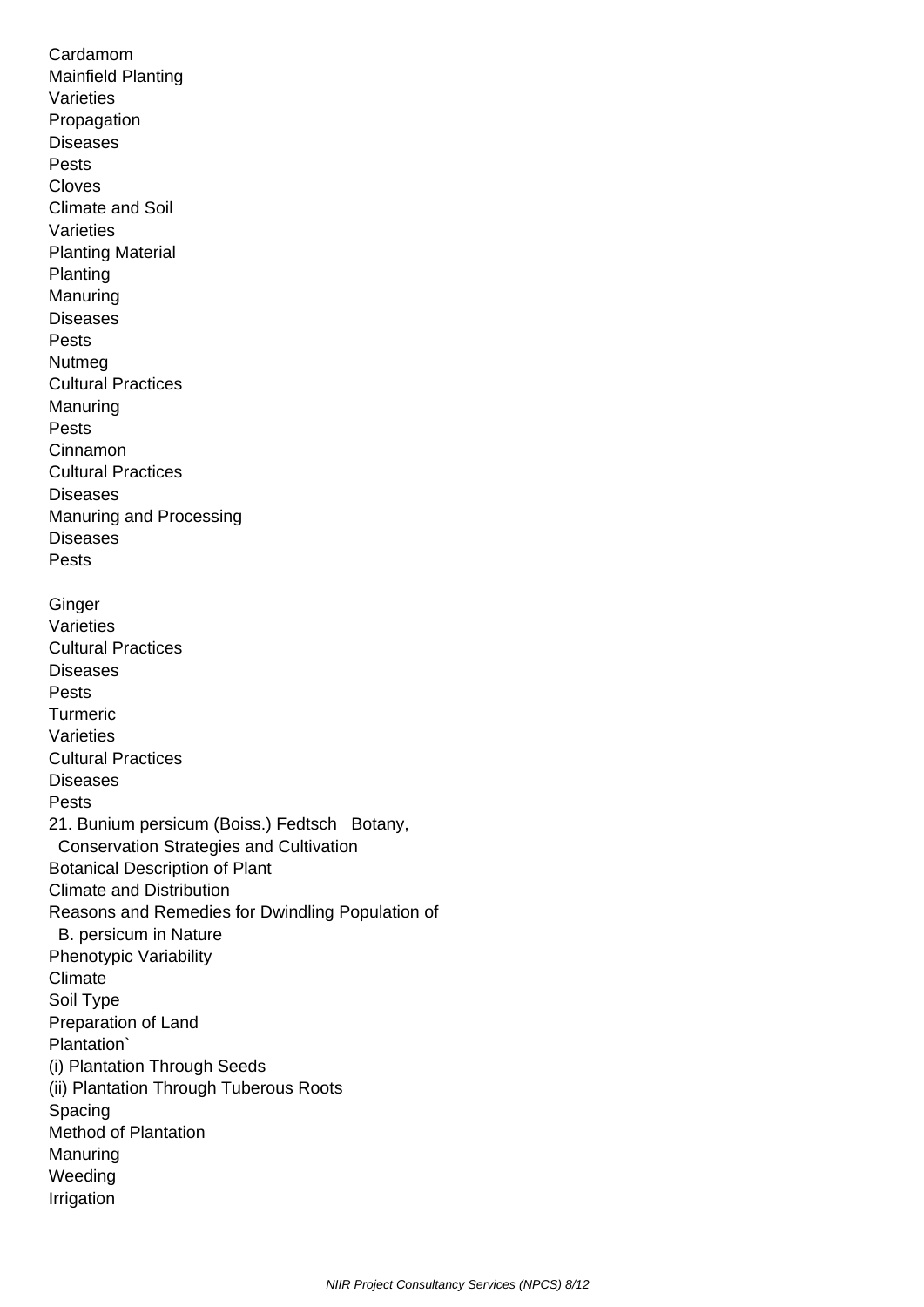Cardamom
Mainfield Planting
Varieties
Propagation
Diseases
Pests
Cloves
Climate and Soil
Varieties
Planting Material
Planting
Manuring
Diseases
Pests
Nutmeg
Cultural Practices
Manuring
Pests
Cinnamon
Cultural Practices
Diseases
Manuring and Processing
Diseases
Pests

Ginger
Varieties
Cultural Practices
Diseases
Pests
Turmeric
Varieties
Cultural Practices
Diseases
Pests
21. Bunium persicum (Boiss.) Fedtsch Botany,
Conservation Strategies and Cultivation
Botanical Description of Plant
Climate and Distribution
Reasons and Remedies for Dwindling Population of
B. persicum in Nature
Phenotypic Variability
Climate
Soil Type
Preparation of Land
Plantation`
(i) Plantation Through Seeds
(ii) Plantation Through Tuberous Roots
Spacing
Method of Plantation
Manuring
Weeding
Irrigation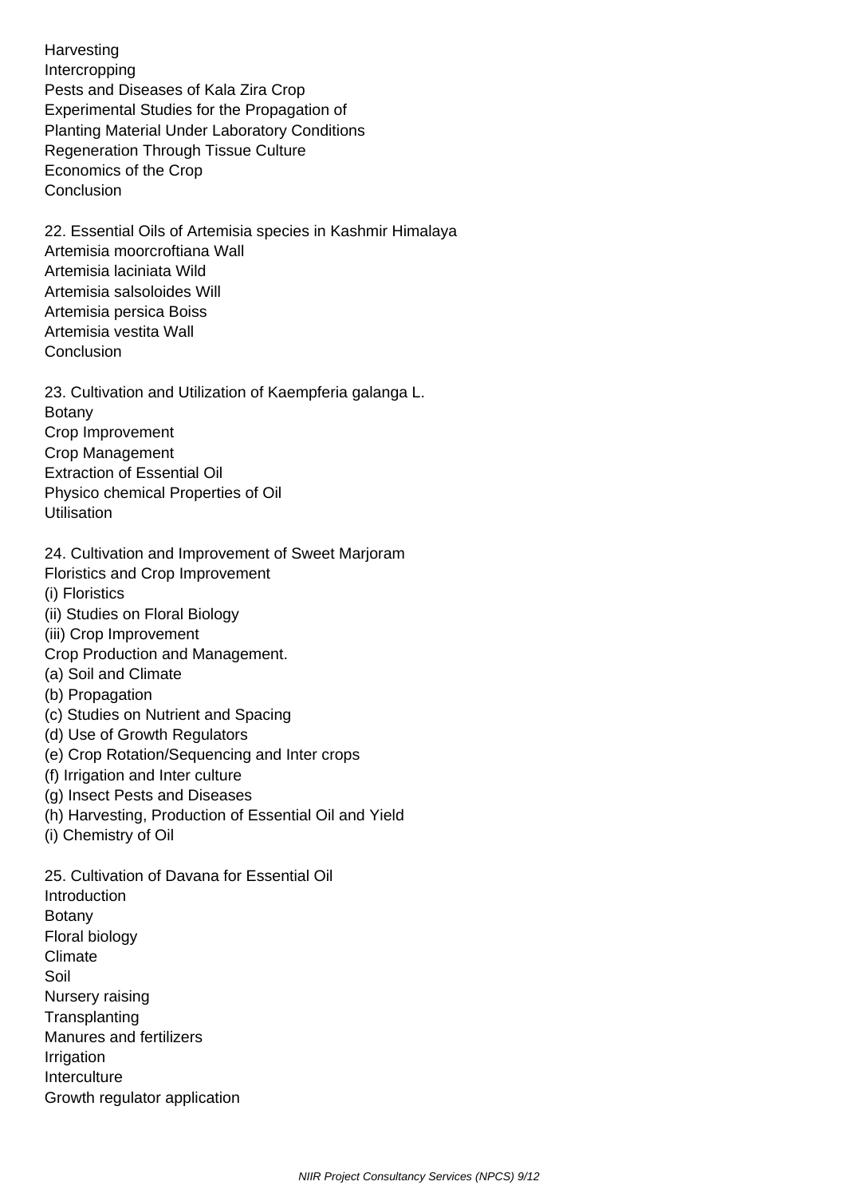Harvesting
Intercropping
Pests and Diseases of Kala Zira Crop
Experimental Studies for the Propagation of
Planting Material Under Laboratory Conditions
Regeneration Through Tissue Culture
Economics of the Crop
Conclusion

22. Essential Oils of Artemisia species in Kashmir Himalaya
Artemisia moorcroftiana Wall
Artemisia laciniata Wild
Artemisia salsoloides Will
Artemisia persica Boiss
Artemisia vestita Wall
Conclusion

23. Cultivation and Utilization of Kaempferia galanga L.
Botany
Crop Improvement
Crop Management
Extraction of Essential Oil
Physico chemical Properties of Oil
Utilisation

24. Cultivation and Improvement of Sweet Marjoram
Floristics and Crop Improvement
(i) Floristics
(ii) Studies on Floral Biology
(iii) Crop Improvement
Crop Production and Management.
(a) Soil and Climate
(b) Propagation
(c) Studies on Nutrient and Spacing
(d) Use of Growth Regulators
(e) Crop Rotation/Sequencing and Inter crops
(f) Irrigation and Inter culture
(g) Insect Pests and Diseases
(h) Harvesting, Production of Essential Oil and Yield
(i) Chemistry of Oil

25. Cultivation of Davana for Essential Oil
Introduction
Botany
Floral biology
Climate
Soil
Nursery raising
Transplanting
Manures and fertilizers
Irrigation
Interculture
Growth regulator application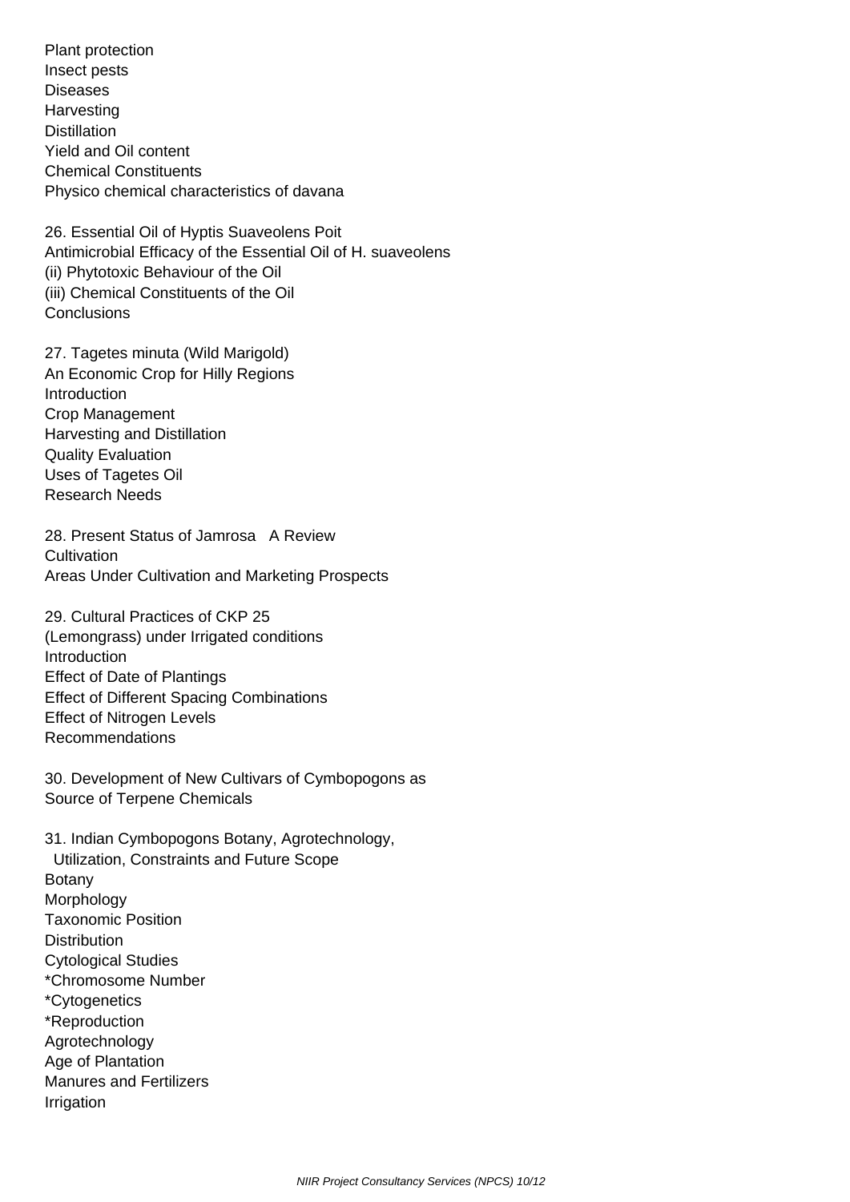Plant protection
Insect pests
Diseases
Harvesting
Distillation
Yield and Oil content
Chemical Constituents
Physico chemical characteristics of davana

26. Essential Oil of Hyptis Suaveolens Poit
Antimicrobial Efficacy of the Essential Oil of H. suaveolens
(ii) Phytotoxic Behaviour of the Oil
(iii) Chemical Constituents of the Oil
Conclusions

27. Tagetes minuta (Wild Marigold)
An Economic Crop for Hilly Regions
Introduction
Crop Management
Harvesting and Distillation
Quality Evaluation
Uses of Tagetes Oil
Research Needs

28. Present Status of Jamrosa   A Review
Cultivation
Areas Under Cultivation and Marketing Prospects

29. Cultural Practices of CKP 25
(Lemongrass) under Irrigated conditions
Introduction
Effect of Date of Plantings
Effect of Different Spacing Combinations
Effect of Nitrogen Levels
Recommendations

30. Development of New Cultivars of Cymbopogons as
Source of Terpene Chemicals

31. Indian Cymbopogons Botany, Agrotechnology,
Utilization, Constraints and Future Scope
Botany
Morphology
Taxonomic Position
Distribution
Cytological Studies
*Chromosome Number
*Cytogenetics
*Reproduction
Agrotechnology
Age of Plantation
Manures and Fertilizers
Irrigation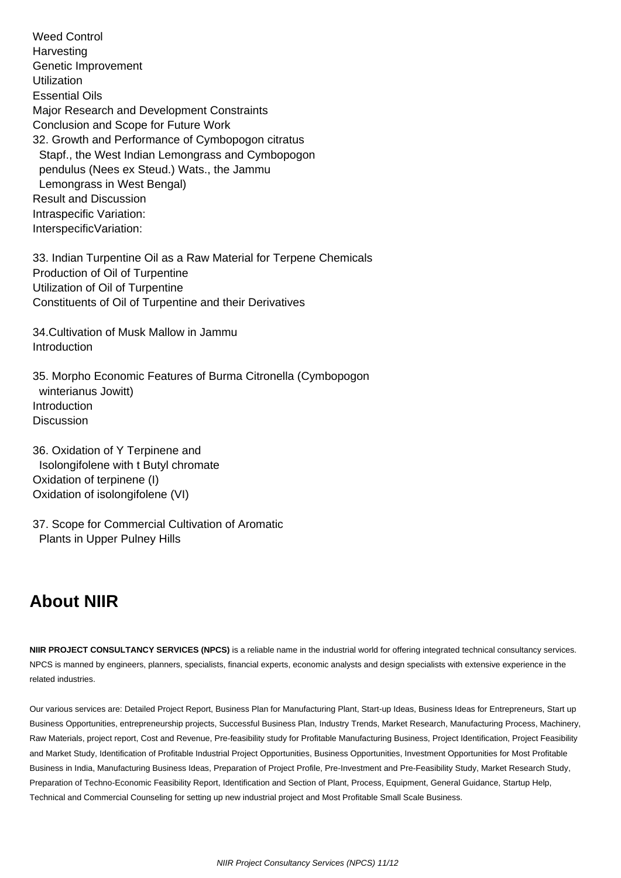Weed Control
Harvesting
Genetic Improvement
Utilization
Essential Oils
Major Research and Development Constraints
Conclusion and Scope for Future Work

32. Growth and Performance of Cymbopogon citratus Stapf., the West Indian Lemongrass and Cymbopogon pendulus (Nees ex Steud.) Wats., the Jammu Lemongrass in West Bengal)
Result and Discussion
Intraspecific Variation:
InterspecificVariation:

33. Indian Turpentine Oil as a Raw Material for Terpene Chemicals
Production of Oil of Turpentine
Utilization of Oil of Turpentine
Constituents of Oil of Turpentine and their Derivatives

34.Cultivation of Musk Mallow in Jammu
Introduction

35. Morpho Economic Features of Burma Citronella (Cymbopogon winterianus Jowitt)
Introduction
Discussion

36. Oxidation of Y Terpinene and Isolongifolene with t Butyl chromate
Oxidation of terpinene (I)
Oxidation of isolongifolene (VI)

37. Scope for Commercial Cultivation of Aromatic Plants in Upper Pulney Hills

## About NIIR

**NIIR PROJECT CONSULTANCY SERVICES (NPCS)** is a reliable name in the industrial world for offering integrated technical consultancy services. NPCS is manned by engineers, planners, specialists, financial experts, economic analysts and design specialists with extensive experience in the related industries.

Our various services are: Detailed Project Report, Business Plan for Manufacturing Plant, Start-up Ideas, Business Ideas for Entrepreneurs, Start up Business Opportunities, entrepreneurship projects, Successful Business Plan, Industry Trends, Market Research, Manufacturing Process, Machinery, Raw Materials, project report, Cost and Revenue, Pre-feasibility study for Profitable Manufacturing Business, Project Identification, Project Feasibility and Market Study, Identification of Profitable Industrial Project Opportunities, Business Opportunities, Investment Opportunities for Most Profitable Business in India, Manufacturing Business Ideas, Preparation of Project Profile, Pre-Investment and Pre-Feasibility Study, Market Research Study, Preparation of Techno-Economic Feasibility Report, Identification and Section of Plant, Process, Equipment, General Guidance, Startup Help, Technical and Commercial Counseling for setting up new industrial project and Most Profitable Small Scale Business.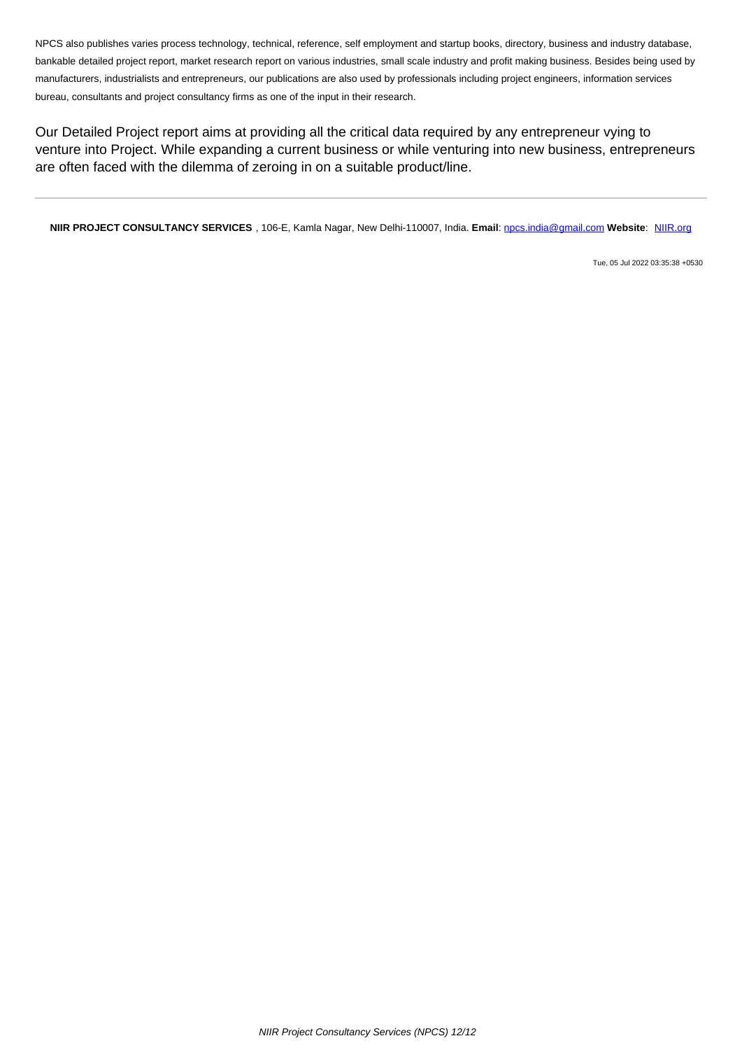NPCS also publishes varies process technology, technical, reference, self employment and startup books, directory, business and industry database, bankable detailed project report, market research report on various industries, small scale industry and profit making business. Besides being used by manufacturers, industrialists and entrepreneurs, our publications are also used by professionals including project engineers, information services bureau, consultants and project consultancy firms as one of the input in their research.

Our Detailed Project report aims at providing all the critical data required by any entrepreneur vying to venture into Project. While expanding a current business or while venturing into new business, entrepreneurs are often faced with the dilemma of zeroing in on a suitable product/line.

---

**NIIR PROJECT CONSULTANCY SERVICES** , 106-E, Kamla Nagar, New Delhi-110007, India. **Email**: npcs.india@gmail.com **Website**: NIIR.org

Tue, 05 Jul 2022 03:35:38 +0530